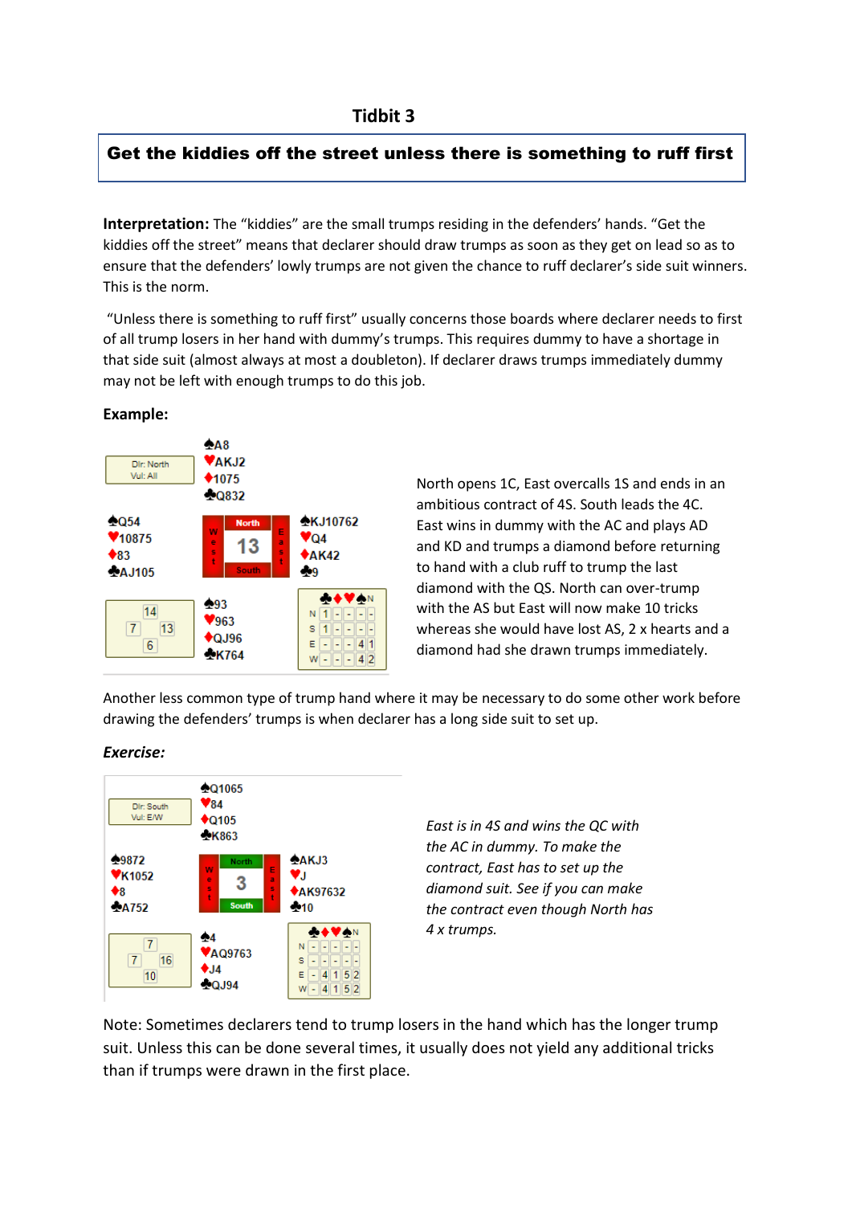# Tidbit 3

**Get the kiddies off the street unless there is something to ruff first**

**Interpretation:** The "kiddies" are the small trumps residing in the defenders' hands. "Get the kiddies off the street" means that declarer should draw trumps as soon as they get on lead so as to ensure that the defenders' lowly trumps are not given the chance to ruff declarer's side suit winners. This is the norm.

"Unless there is something to ruff first" usually concerns those boards where declarer needs to first of all trump losers in her hand with dummy's trumps. This requires dummy to have a shortage in that side suit (almost always at most a doubleton). If declarer draws trumps immediately dummy may not be left with enough trumps to do this job.

**Example:**

Dlr: North
Vul: All

Board 13

**North:** ♠A8 ♥AKJ2 ♦1075 ♣Q832

**West:** ♠Q54 ♥10875 ♦83 ♣AJ105

**East:** ♠KJ10762 ♥Q4 ♦AK42 ♣9

**South:** ♠93 ♥963 ♦QJ96 ♣K764

HCP: North 14, West 7, East 13, South 6

| | ♣ | ♦ | ♥ | ♠ | N |
|---|---|---|---|---|---|
| N | 1 | - | - | - | - |
| S | 1 | - | - | - | - |
| E | - | - | - | 4 | 1 |
| W | - | - | - | 4 | 2 |

North opens 1C, East overcalls 1S and ends in an ambitious contract of 4S. South leads the 4C. East wins in dummy with the AC and plays AD and KD and trumps a diamond before returning to hand with a club ruff to trump the last diamond with the QS. North can over-trump with the AS but East will now make 10 tricks whereas she would have lost AS, 2 x hearts and a diamond had she drawn trumps immediately.

Another less common type of trump hand where it may be necessary to do some other work before drawing the defenders' trumps is when declarer has a long side suit to set up.

***Exercise:***

Dlr: South
Vul: E/W

Board 3

**North:** ♠Q1065 ♥84 ♦Q105 ♣K863

**West:** ♠9872 ♥K1052 ♦8 ♣A752

**East:** ♠AKJ3 ♥J ♦AK97632 ♣10

**South:** ♠4 ♥AQ9763 ♦J4 ♣QJ94

HCP: North 7, West 7, East 16, South 10

| | ♣ | ♦ | ♥ | ♠ | N |
|---|---|---|---|---|---|
| N | - | - | - | - | - |
| S | - | - | - | - | - |
| E | - | 4 | 1 | 5 | 2 |
| W | - | 4 | 1 | 5 | 2 |

*East is in 4S and wins the QC with the AC in dummy. To make the contract, East has to set up the diamond suit. See if you can make the contract even though North has 4 x trumps.*

Note: Sometimes declarers tend to trump losers in the hand which has the longer trump suit. Unless this can be done several times, it usually does not yield any additional tricks than if trumps were drawn in the first place.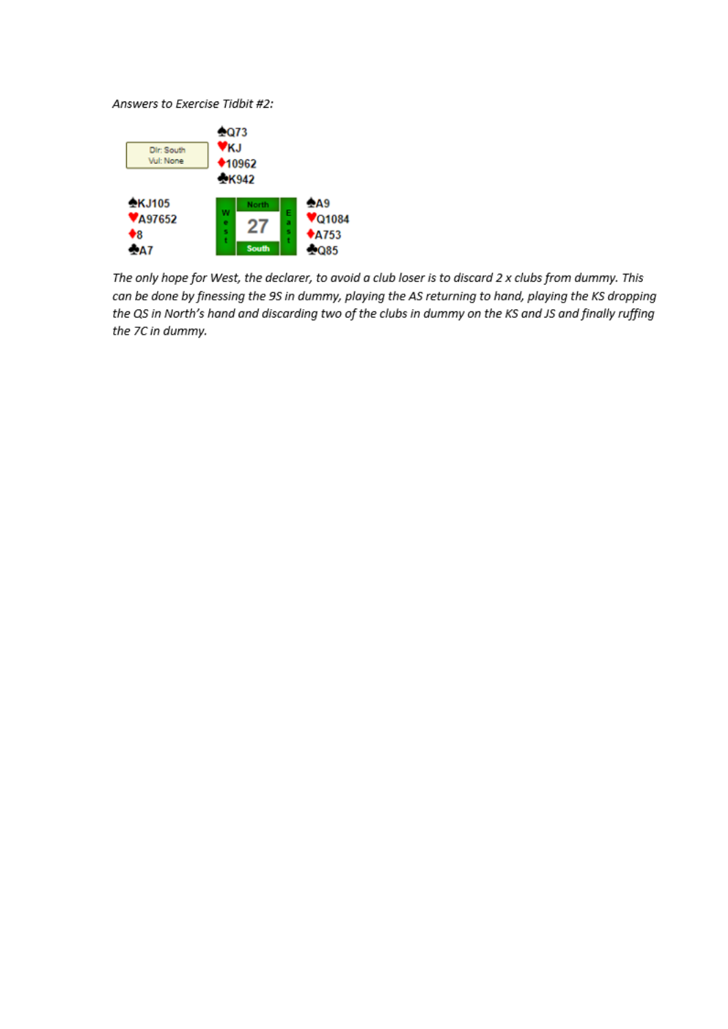*Answers to Exercise Tidbit #2:*

Dlr: South
Vul: None

North:
♠Q73
♥KJ
♦10962
♣K942

West:
♠KJ105
♥A97652
♦8
♣A7

East:
♠A9
♥Q1084
♦A753
♣Q85

27

*The only hope for West, the declarer, to avoid a club loser is to discard 2 x clubs from dummy. This can be done by finessing the 9S in dummy, playing the AS returning to hand, playing the KS dropping the QS in North's hand and discarding two of the clubs in dummy on the KS and JS and finally ruffing the 7C in dummy.*